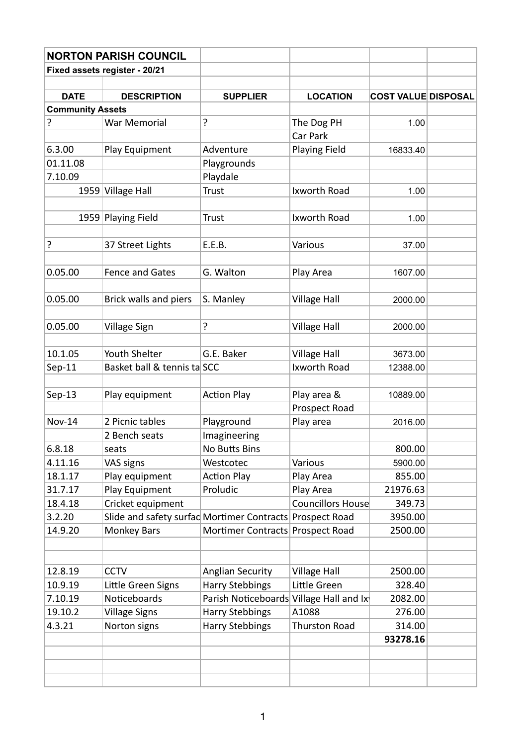| NORTON PARISH COUNCIL | | | | | |
|---|---|---|---|---|---|
| **Fixed assets register - 20/21** | | | | | |
| | | | | | |
| **DATE** | **DESCRIPTION** | **SUPPLIER** | **LOCATION** | **COST VALUE** | **DISPOSAL** |
| **Community Assets** | | | | | |
| ? | War Memorial | ? | The Dog PH | 1.00 | |
| | | | Car Park | | |
| 6.3.00 | Play Equipment | Adventure | Playing Field | 16833.40 | |
| 01.11.08 | | Playgrounds | | | |
| 7.10.09 | | Playdale | | | |
| 1959 | Village Hall | Trust | Ixworth Road | 1.00 | |
| | | | | | |
| 1959 | Playing Field | Trust | Ixworth Road | 1.00 | |
| | | | | | |
| ? | 37 Street Lights | E.E.B. | Various | 37.00 | |
| | | | | | |
| 0.05.00 | Fence and Gates | G. Walton | Play Area | 1607.00 | |
| | | | | | |
| 0.05.00 | Brick walls and piers | S. Manley | Village Hall | 2000.00 | |
| | | | | | |
| 0.05.00 | Village Sign | ? | Village Hall | 2000.00 | |
| | | | | | |
| 10.1.05 | Youth Shelter | G.E. Baker | Village Hall | 3673.00 | |
| Sep-11 | Basket ball & tennis ta | SCC | Ixworth Road | 12388.00 | |
| | | | | | |
| Sep-13 | Play equipment | Action Play | Play area & | 10889.00 | |
| | | | Prospect Road | | |
| Nov-14 | 2 Picnic tables | Playground | Play area | 2016.00 | |
| | 2 Bench seats | Imagineering | | | |
| 6.8.18 | seats | No Butts Bins | | 800.00 | |
| 4.11.16 | VAS signs | Westcotec | Various | 5900.00 | |
| 18.1.17 | Play equipment | Action Play | Play Area | 855.00 | |
| 31.7.17 | Play Equipment | Proludic | Play Area | 21976.63 | |
| 18.4.18 | Cricket equipment | | Councillors House | 349.73 | |
| 3.2.20 | Slide and safety surfac | Mortimer Contracts | Prospect Road | 3950.00 | |
| 14.9.20 | Monkey Bars | Mortimer Contracts | Prospect Road | 2500.00 | |
| | | | | | |
| | | | | | |
| 12.8.19 | CCTV | Anglian Security | Village Hall | 2500.00 | |
| 10.9.19 | Little Green Signs | Harry Stebbings | Little Green | 328.40 | |
| 7.10.19 | Noticeboards | Parish Noticeboards | Village Hall and Ix | 2082.00 | |
| 19.10.2 | Village Signs | Harry Stebbings | A1088 | 276.00 | |
| 4.3.21 | Norton signs | Harry Stebbings | Thurston Road | 314.00 | |
| | | | | **93278.16** | |
| | | | | | |
| | | | | | |
| | | | | | |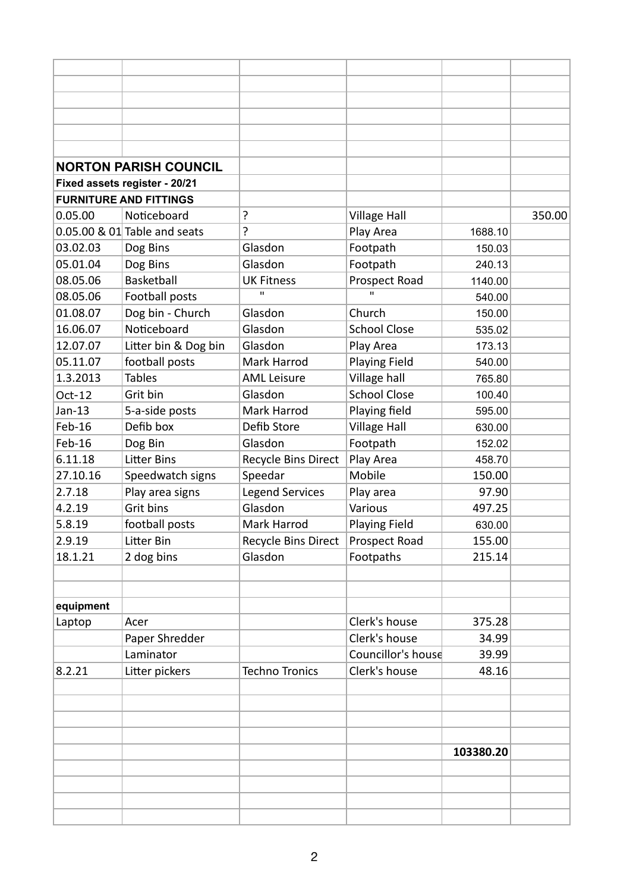| | | | | | |
|---|---|---|---|---|---|
| **NORTON PARISH COUNCIL** | | | | | |
| **Fixed assets register - 20/21** | | | | | |
| **FURNITURE AND FITTINGS** | | | | | |
| 0.05.00 | Noticeboard | ? | Village Hall | | 350.00 |
| 0.05.00 & 01 | Table and seats | ? | Play Area | 1688.10 | |
| 03.02.03 | Dog Bins | Glasdon | Footpath | 150.03 | |
| 05.01.04 | Dog Bins | Glasdon | Footpath | 240.13 | |
| 08.05.06 | Basketball | UK Fitness | Prospect Road | 1140.00 | |
| 08.05.06 | Football posts | " | " | 540.00 | |
| 01.08.07 | Dog bin - Church | Glasdon | Church | 150.00 | |
| 16.06.07 | Noticeboard | Glasdon | School Close | 535.02 | |
| 12.07.07 | Litter bin & Dog bin | Glasdon | Play Area | 173.13 | |
| 05.11.07 | football posts | Mark Harrod | Playing Field | 540.00 | |
| 1.3.2013 | Tables | AML Leisure | Village hall | 765.80 | |
| Oct-12 | Grit bin | Glasdon | School Close | 100.40 | |
| Jan-13 | 5-a-side posts | Mark Harrod | Playing field | 595.00 | |
| Feb-16 | Defib box | Defib Store | Village Hall | 630.00 | |
| Feb-16 | Dog Bin | Glasdon | Footpath | 152.02 | |
| 6.11.18 | Litter Bins | Recycle Bins Direct | Play Area | 458.70 | |
| 27.10.16 | Speedwatch signs | Speedar | Mobile | 150.00 | |
| 2.7.18 | Play area signs | Legend Services | Play area | 97.90 | |
| 4.2.19 | Grit bins | Glasdon | Various | 497.25 | |
| 5.8.19 | football posts | Mark Harrod | Playing Field | 630.00 | |
| 2.9.19 | Litter Bin | Recycle Bins Direct | Prospect Road | 155.00 | |
| 18.1.21 | 2 dog bins | Glasdon | Footpaths | 215.14 | |
| | | | | | |
| **equipment** | | | | | |
| Laptop | Acer | | Clerk's house | 375.28 | |
| | Paper Shredder | | Clerk's house | 34.99 | |
| | Laminator | | Councillor's house | 39.99 | |
| 8.2.21 | Litter pickers | Techno Tronics | Clerk's house | 48.16 | |
| | | | | | |
| | | | | **103380.20** | |